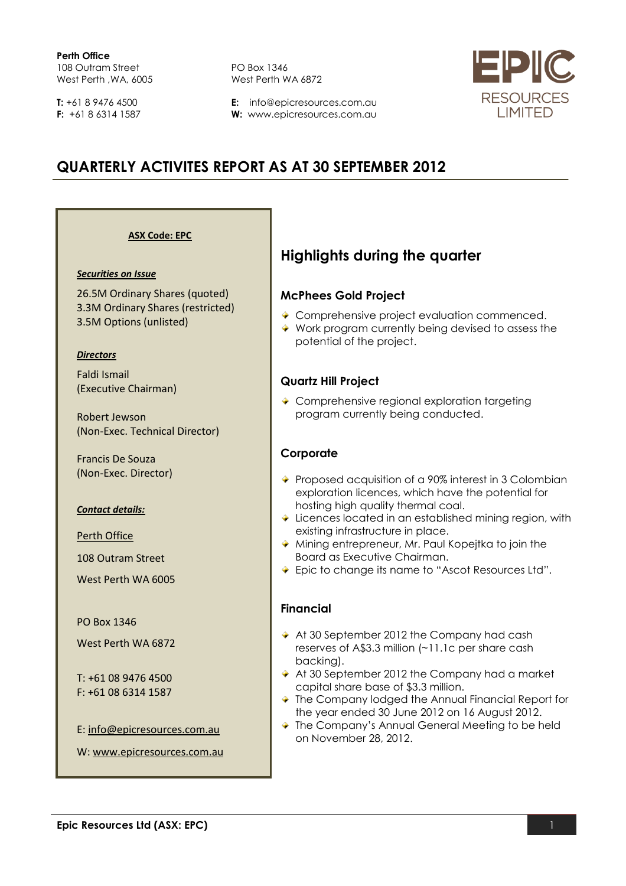**Perth Office**
108 Outram Street
West Perth ,WA, 6005

PO Box 1346
West Perth WA 6872

**T:** +61 8 9476 4500
**F:** +61 8 6314 1587

**E:** info@epicresources.com.au
**W:** www.epicresources.com.au

EPIC RESOURCES LIMITED

# QUARTERLY ACTIVITES REPORT AS AT 30 SEPTEMBER 2012

**ASX Code: EPC**

***Securities on Issue***

26.5M Ordinary Shares (quoted)
3.3M Ordinary Shares (restricted)
3.5M Options (unlisted)

***Directors***

Faldi Ismail
(Executive Chairman)

Robert Jewson
(Non-Exec. Technical Director)

Francis De Souza
(Non-Exec. Director)

***Contact details:***

Perth Office

108 Outram Street

West Perth WA 6005

PO Box 1346

West Perth WA 6872

T: +61 08 9476 4500
F: +61 08 6314 1587

E: info@epicresources.com.au

W: www.epicresources.com.au

## Highlights during the quarter

### McPhees Gold Project

- Comprehensive project evaluation commenced.
- Work program currently being devised to assess the potential of the project.

### Quartz Hill Project

- Comprehensive regional exploration targeting program currently being conducted.

### Corporate

- Proposed acquisition of a 90% interest in 3 Colombian exploration licences, which have the potential for hosting high quality thermal coal.
- Licences located in an established mining region, with existing infrastructure in place.
- Mining entrepreneur, Mr. Paul Kopejtka to join the Board as Executive Chairman.
- Epic to change its name to "Ascot Resources Ltd".

### Financial

- At 30 September 2012 the Company had cash reserves of A$3.3 million (~11.1c per share cash backing).
- At 30 September 2012 the Company had a market capital share base of $3.3 million.
- The Company lodged the Annual Financial Report for the year ended 30 June 2012 on 16 August 2012.
- The Company's Annual General Meeting to be held on November 28, 2012.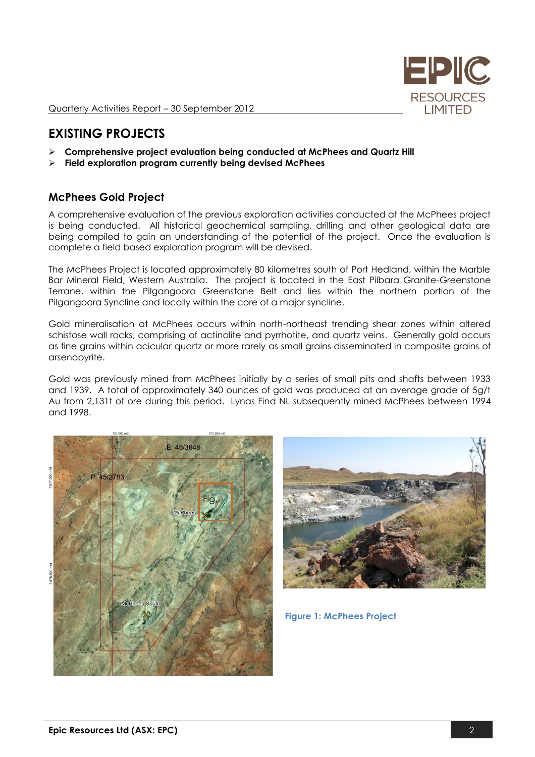# EXISTING PROJECTS

- **Comprehensive project evaluation being conducted at McPhees and Quartz Hill**
- **Field exploration program currently being devised McPhees**

## McPhees Gold Project

A comprehensive evaluation of the previous exploration activities conducted at the McPhees project is being conducted. All historical geochemical sampling, drilling and other geological data are being compiled to gain an understanding of the potential of the project. Once the evaluation is complete a field based exploration program will be devised.

The McPhees Project is located approximately 80 kilometres south of Port Hedland, within the Marble Bar Mineral Field, Western Australia. The project is located in the East Pilbara Granite-Greenstone Terrane, within the Pilgangoora Greenstone Belt and lies within the northern portion of the Pilgangoora Syncline and locally within the core of a major syncline.

Gold mineralisation at McPhees occurs within north-northeast trending shear zones within altered schistose wall rocks, comprising of actinolite and pyrrhotite, and quartz veins. Generally gold occurs as fine grains within acicular quartz or more rarely as small grains disseminated in composite grains of arsenopyrite.

Gold was previously mined from McPhees initially by a series of small pits and shafts between 1933 and 1939. A total of approximately 340 ounces of gold was produced at an average grade of 5g/t Au from 2,131t of ore during this period. Lynas Find NL subsequently mined McPhees between 1994 and 1998.

**Figure 1: McPhees Project**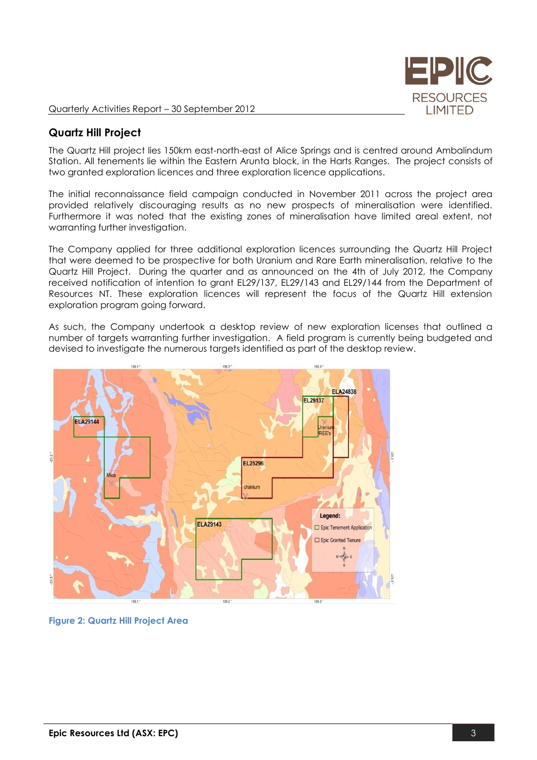## Quartz Hill Project

The Quartz Hill project lies 150km east-north-east of Alice Springs and is centred around Ambalindum Station. All tenements lie within the Eastern Arunta block, in the Harts Ranges. The project consists of two granted exploration licences and three exploration licence applications.

The initial reconnaissance field campaign conducted in November 2011 across the project area provided relatively discouraging results as no new prospects of mineralisation were identified. Furthermore it was noted that the existing zones of mineralisation have limited areal extent, not warranting further investigation.

The Company applied for three additional exploration licences surrounding the Quartz Hill Project that were deemed to be prospective for both Uranium and Rare Earth mineralisation, relative to the Quartz Hill Project. During the quarter and as announced on the 4th of July 2012, the Company received notification of intention to grant EL29/137, EL29/143 and EL29/144 from the Department of Resources NT. These exploration licences will represent the focus of the Quartz Hill extension exploration program going forward.

As such, the Company undertook a desktop review of new exploration licenses that outlined a number of targets warranting further investigation. A field program is currently being budgeted and devised to investigate the numerous targets identified as part of the desktop review.

**Figure 2: Quartz Hill Project Area**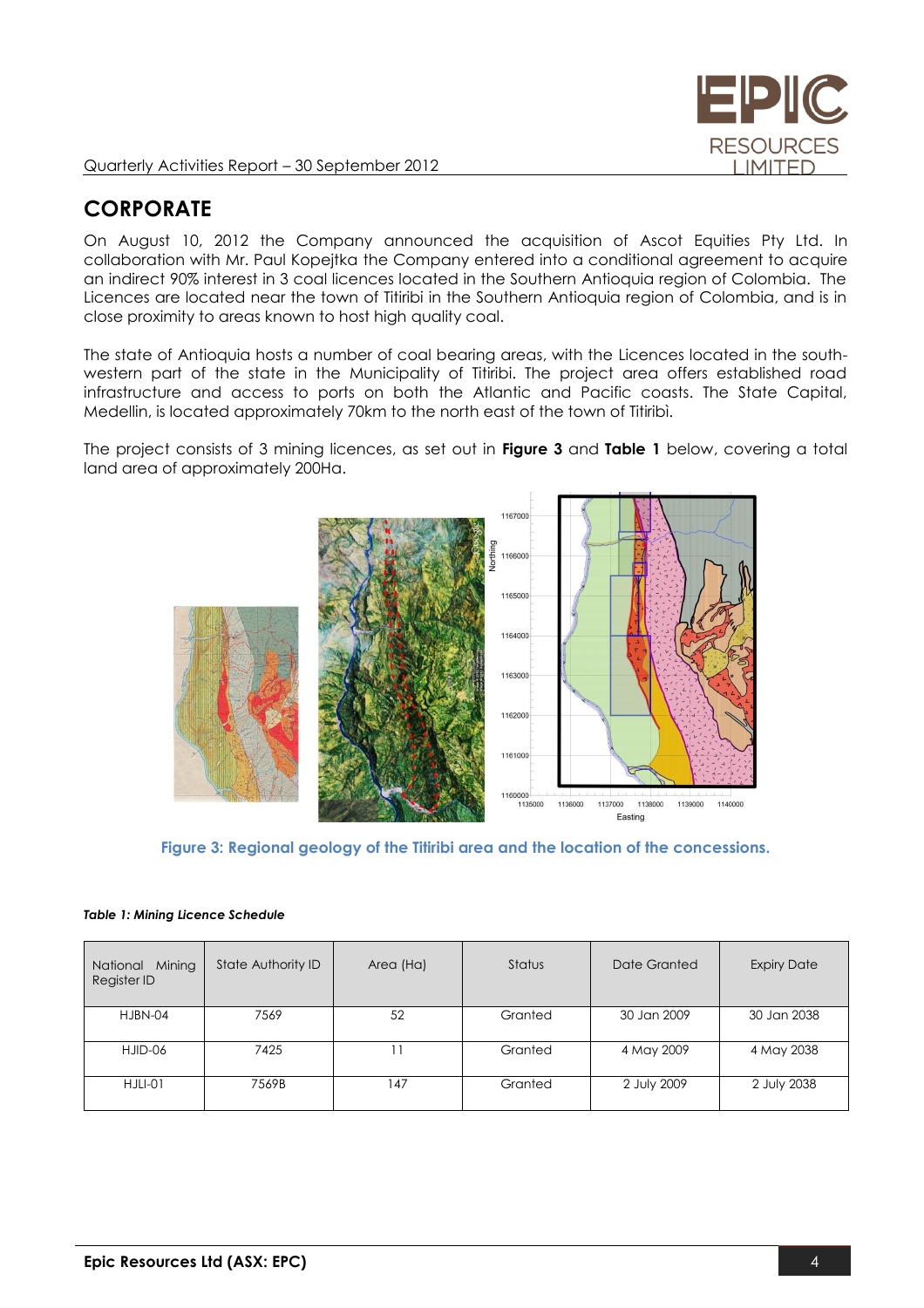## CORPORATE

On August 10, 2012 the Company announced the acquisition of Ascot Equities Pty Ltd. In collaboration with Mr. Paul Kopejtka the Company entered into a conditional agreement to acquire an indirect 90% interest in 3 coal licences located in the Southern Antioquia region of Colombia. The Licences are located near the town of Titiribi in the Southern Antioquia region of Colombia, and is in close proximity to areas known to host high quality coal.

The state of Antioquia hosts a number of coal bearing areas, with the Licences located in the south-western part of the state in the Municipality of Titiribi. The project area offers established road infrastructure and access to ports on both the Atlantic and Pacific coasts. The State Capital, Medellin, is located approximately 70km to the north east of the town of Titiribì.

The project consists of 3 mining licences, as set out in **Figure 3** and **Table 1** below, covering a total land area of approximately 200Ha.

Figure 3: Regional geology of the Titiribi area and the location of the concessions.

*Table 1: Mining Licence Schedule*

| National Mining Register ID | State Authority ID | Area (Ha) | Status | Date Granted | Expiry Date |
|---|---|---|---|---|---|
| HJBN-04 | 7569 | 52 | Granted | 30 Jan 2009 | 30 Jan 2038 |
| HJID-06 | 7425 | 11 | Granted | 4 May 2009 | 4 May 2038 |
| HJLI-01 | 7569B | 147 | Granted | 2 July 2009 | 2 July 2038 |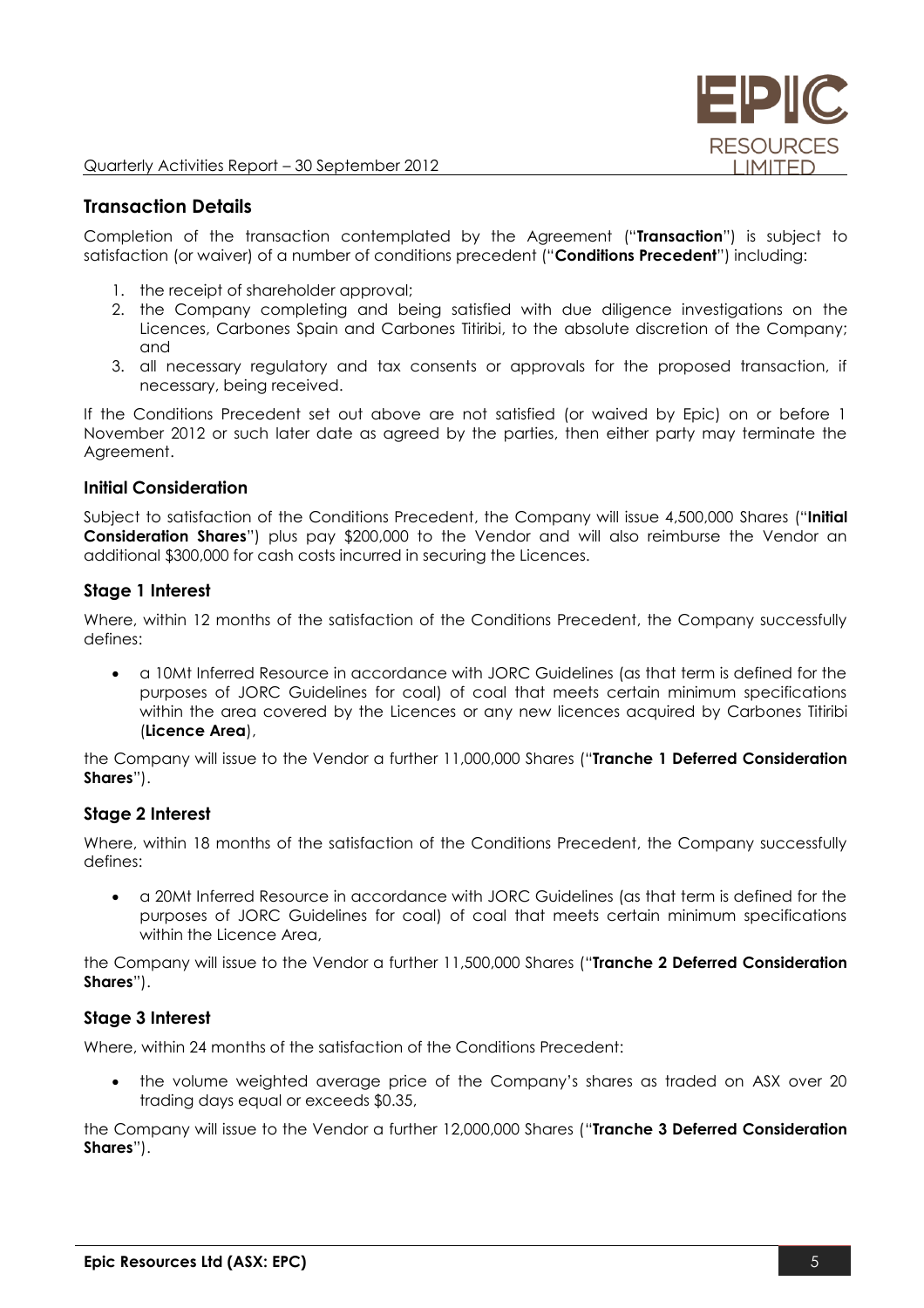## Transaction Details

Completion of the transaction contemplated by the Agreement ("**Transaction**") is subject to satisfaction (or waiver) of a number of conditions precedent ("**Conditions Precedent**") including:

1. the receipt of shareholder approval;
2. the Company completing and being satisfied with due diligence investigations on the Licences, Carbones Spain and Carbones Titiribi, to the absolute discretion of the Company; and
3. all necessary regulatory and tax consents or approvals for the proposed transaction, if necessary, being received.

If the Conditions Precedent set out above are not satisfied (or waived by Epic) on or before 1 November 2012 or such later date as agreed by the parties, then either party may terminate the Agreement.

### Initial Consideration

Subject to satisfaction of the Conditions Precedent, the Company will issue 4,500,000 Shares ("**Initial Consideration Shares**") plus pay $200,000 to the Vendor and will also reimburse the Vendor an additional $300,000 for cash costs incurred in securing the Licences.

### Stage 1 Interest

Where, within 12 months of the satisfaction of the Conditions Precedent, the Company successfully defines:

- a 10Mt Inferred Resource in accordance with JORC Guidelines (as that term is defined for the purposes of JORC Guidelines for coal) of coal that meets certain minimum specifications within the area covered by the Licences or any new licences acquired by Carbones Titiribi (**Licence Area**),

the Company will issue to the Vendor a further 11,000,000 Shares ("**Tranche 1 Deferred Consideration Shares**").

### Stage 2 Interest

Where, within 18 months of the satisfaction of the Conditions Precedent, the Company successfully defines:

- a 20Mt Inferred Resource in accordance with JORC Guidelines (as that term is defined for the purposes of JORC Guidelines for coal) of coal that meets certain minimum specifications within the Licence Area,

the Company will issue to the Vendor a further 11,500,000 Shares ("**Tranche 2 Deferred Consideration Shares**").

### Stage 3 Interest

Where, within 24 months of the satisfaction of the Conditions Precedent:

- the volume weighted average price of the Company's shares as traded on ASX over 20 trading days equal or exceeds $0.35,

the Company will issue to the Vendor a further 12,000,000 Shares ("**Tranche 3 Deferred Consideration Shares**").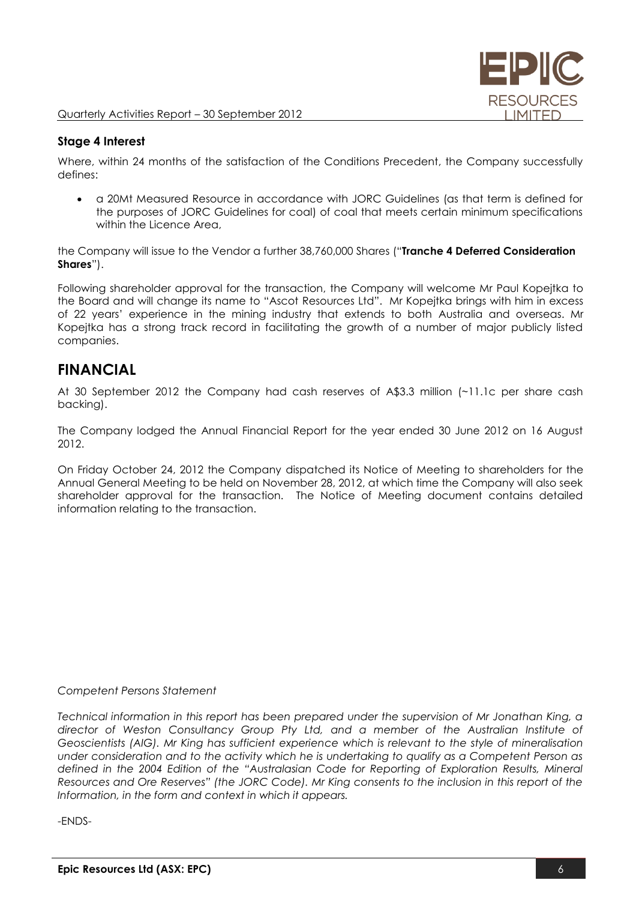### Stage 4 Interest

Where, within 24 months of the satisfaction of the Conditions Precedent, the Company successfully defines:

- a 20Mt Measured Resource in accordance with JORC Guidelines (as that term is defined for the purposes of JORC Guidelines for coal) of coal that meets certain minimum specifications within the Licence Area,

the Company will issue to the Vendor a further 38,760,000 Shares ("**Tranche 4 Deferred Consideration Shares**").

Following shareholder approval for the transaction, the Company will welcome Mr Paul Kopejtka to the Board and will change its name to "Ascot Resources Ltd". Mr Kopejtka brings with him in excess of 22 years' experience in the mining industry that extends to both Australia and overseas. Mr Kopejtka has a strong track record in facilitating the growth of a number of major publicly listed companies.

## FINANCIAL

At 30 September 2012 the Company had cash reserves of A$3.3 million (~11.1c per share cash backing).

The Company lodged the Annual Financial Report for the year ended 30 June 2012 on 16 August 2012.

On Friday October 24, 2012 the Company dispatched its Notice of Meeting to shareholders for the Annual General Meeting to be held on November 28, 2012, at which time the Company will also seek shareholder approval for the transaction. The Notice of Meeting document contains detailed information relating to the transaction.

*Competent Persons Statement*

*Technical information in this report has been prepared under the supervision of Mr Jonathan King, a director of Weston Consultancy Group Pty Ltd, and a member of the Australian Institute of Geoscientists (AIG). Mr King has sufficient experience which is relevant to the style of mineralisation under consideration and to the activity which he is undertaking to qualify as a Competent Person as defined in the 2004 Edition of the "Australasian Code for Reporting of Exploration Results, Mineral Resources and Ore Reserves" (the JORC Code). Mr King consents to the inclusion in this report of the Information, in the form and context in which it appears.*

-ENDS-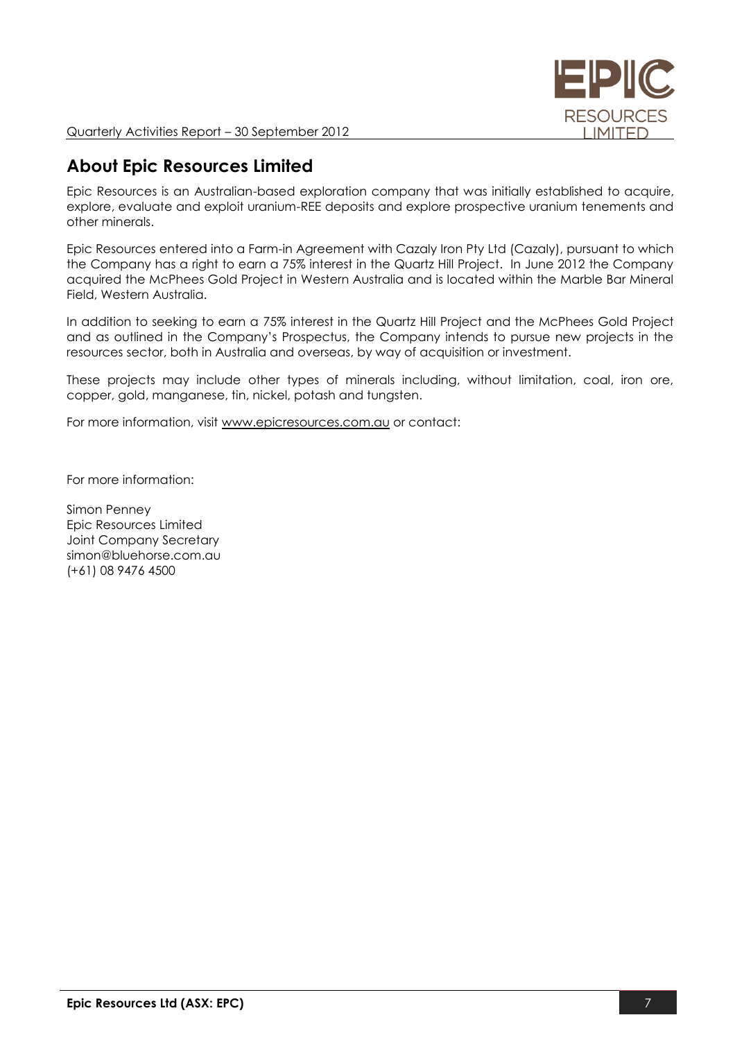## About Epic Resources Limited

Epic Resources is an Australian-based exploration company that was initially established to acquire, explore, evaluate and exploit uranium-REE deposits and explore prospective uranium tenements and other minerals.

Epic Resources entered into a Farm-in Agreement with Cazaly Iron Pty Ltd (Cazaly), pursuant to which the Company has a right to earn a 75% interest in the Quartz Hill Project. In June 2012 the Company acquired the McPhees Gold Project in Western Australia and is located within the Marble Bar Mineral Field, Western Australia.

In addition to seeking to earn a 75% interest in the Quartz Hill Project and the McPhees Gold Project and as outlined in the Company's Prospectus, the Company intends to pursue new projects in the resources sector, both in Australia and overseas, by way of acquisition or investment.

These projects may include other types of minerals including, without limitation, coal, iron ore, copper, gold, manganese, tin, nickel, potash and tungsten.

For more information, visit www.epicresources.com.au or contact:

For more information:

Simon Penney
Epic Resources Limited
Joint Company Secretary
simon@bluehorse.com.au
(+61) 08 9476 4500